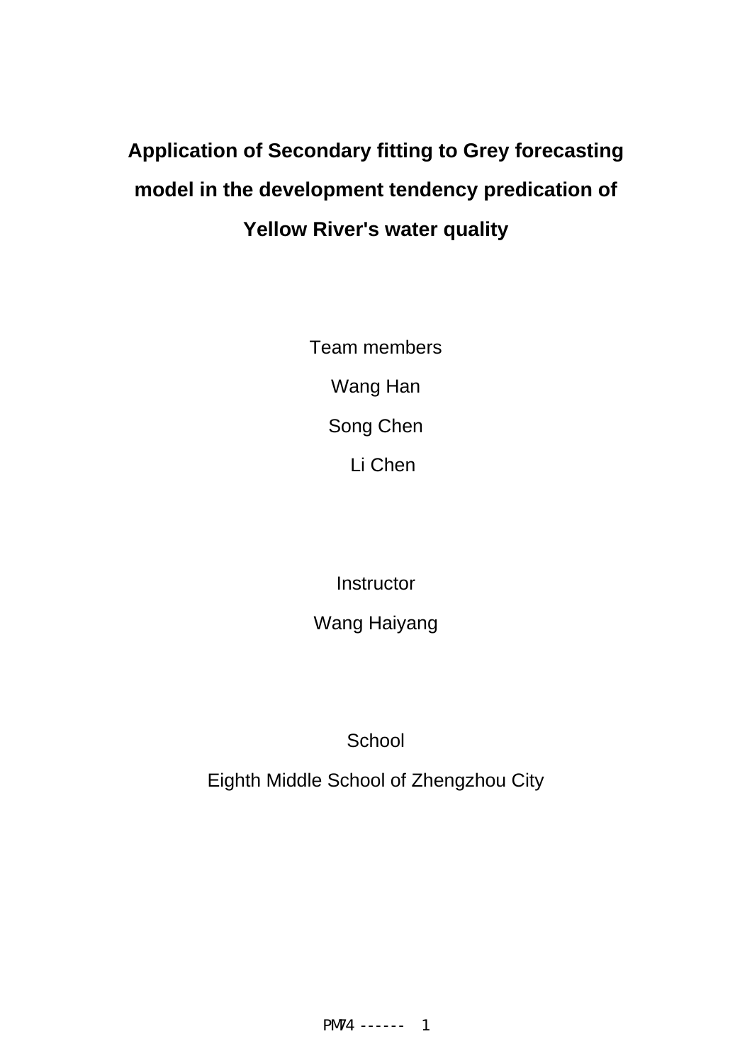# Application of Secondary fitting to Grey forecasting model in the development tendency predication of Yellow River's water quality

Team members

Wang Han

Song Chen

Li Chen

Instructor

Wang Haiyang

School

Eighth Middle School of Zhengzhou City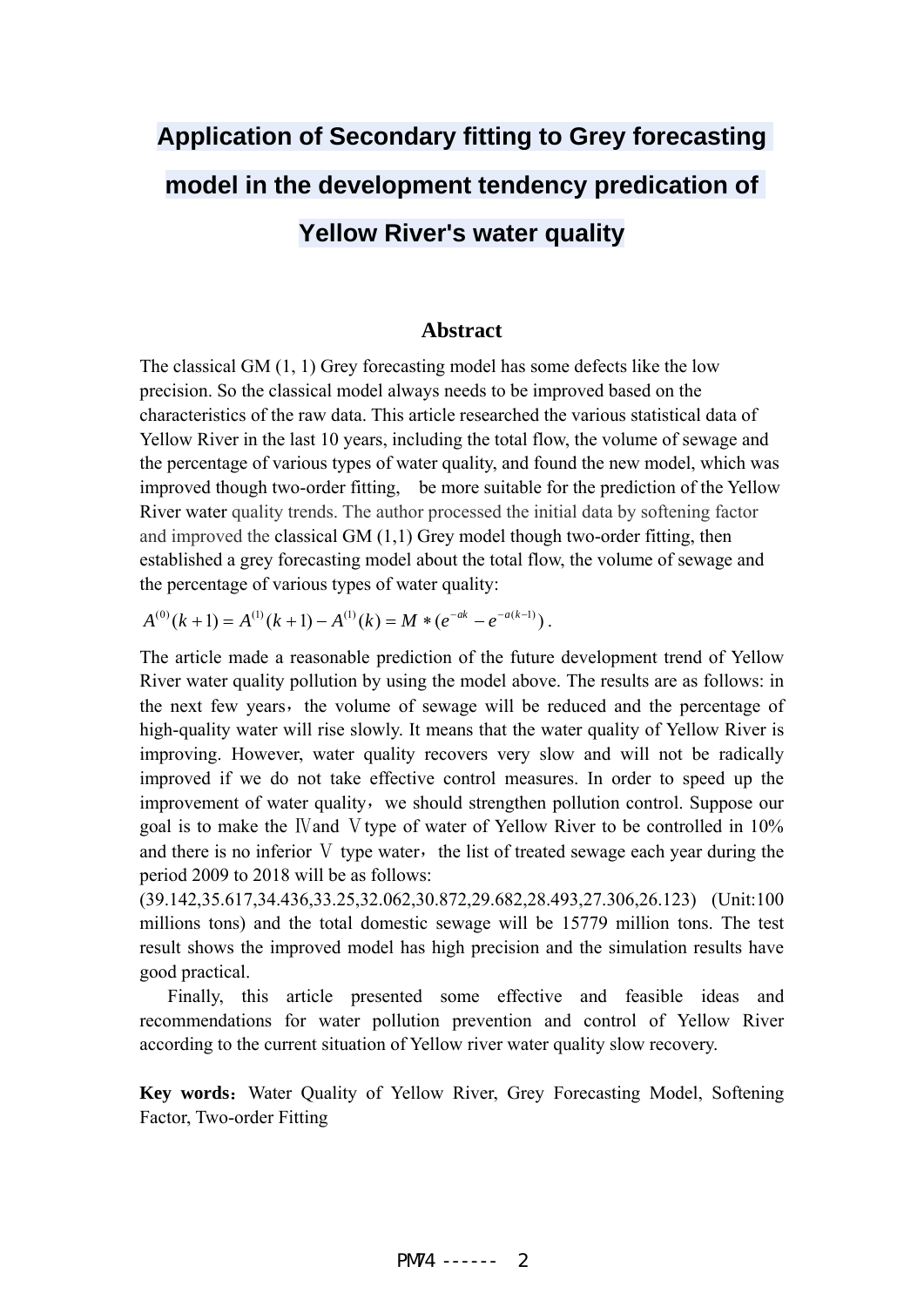# Application of Secondary fitting to Grey forecasting model in the development tendency predication of Yellow River's water quality

## Abstract

The classical GM (1, 1) Grey forecasting model has some defects like the low precision. So the classical model always needs to be improved based on the characteristics of the raw data. This article researched the various statistical data of Yellow River in the last 10 years, including the total flow, the volume of sewage and the percentage of various types of water quality, and found the new model, which was improved though two-order fitting, be more suitable for the prediction of the Yellow River water quality trends. The author processed the initial data by softening factor and improved the classical GM (1,1) Grey model though two-order fitting, then established a grey forecasting model about the total flow, the volume of sewage and the percentage of various types of water quality:

$$A^{(0)}(k+1) = A^{(1)}(k+1) - A^{(1)}(k) = M * (e^{-ak} - e^{-a(k-1)}).$$

The article made a reasonable prediction of the future development trend of Yellow River water quality pollution by using the model above. The results are as follows: in the next few years，the volume of sewage will be reduced and the percentage of high-quality water will rise slowly. It means that the water quality of Yellow River is improving. However, water quality recovers very slow and will not be radically improved if we do not take effective control measures. In order to speed up the improvement of water quality，we should strengthen pollution control. Suppose our goal is to make the Ⅳand Ⅴtype of water of Yellow River to be controlled in 10% and there is no inferior Ⅴ type water，the list of treated sewage each year during the period 2009 to 2018 will be as follows:
(39.142,35.617,34.436,33.25,32.062,30.872,29.682,28.493,27.306,26.123) (Unit:100 millions tons) and the total domestic sewage will be 15779 million tons. The test result shows the improved model has high precision and the simulation results have good practical.

Finally, this article presented some effective and feasible ideas and recommendations for water pollution prevention and control of Yellow River according to the current situation of Yellow river water quality slow recovery.

**Key words**：Water Quality of Yellow River, Grey Forecasting Model, Softening Factor, Two-order Fitting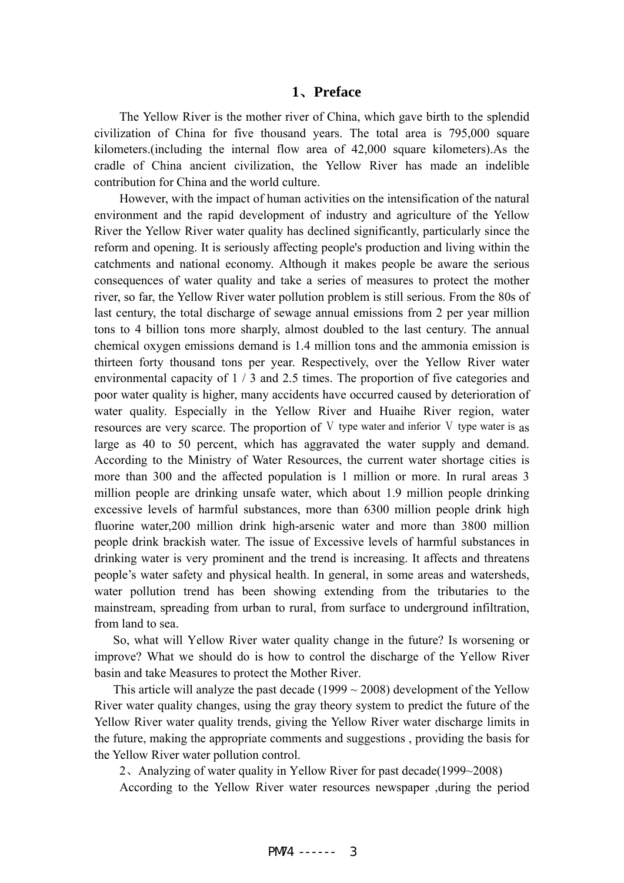## 1、Preface

The Yellow River is the mother river of China, which gave birth to the splendid civilization of China for five thousand years. The total area is 795,000 square kilometers.(including the internal flow area of 42,000 square kilometers).As the cradle of China ancient civilization, the Yellow River has made an indelible contribution for China and the world culture.

However, with the impact of human activities on the intensification of the natural environment and the rapid development of industry and agriculture of the Yellow River the Yellow River water quality has declined significantly, particularly since the reform and opening. It is seriously affecting people's production and living within the catchments and national economy. Although it makes people be aware the serious consequences of water quality and take a series of measures to protect the mother river, so far, the Yellow River water pollution problem is still serious. From the 80s of last century, the total discharge of sewage annual emissions from 2 per year million tons to 4 billion tons more sharply, almost doubled to the last century. The annual chemical oxygen emissions demand is 1.4 million tons and the ammonia emission is thirteen forty thousand tons per year. Respectively, over the Yellow River water environmental capacity of 1 / 3 and 2.5 times. The proportion of five categories and poor water quality is higher, many accidents have occurred caused by deterioration of water quality. Especially in the Yellow River and Huaihe River region, water resources are very scarce. The proportion of Ⅴ type water and inferior Ⅴ type water is as large as 40 to 50 percent, which has aggravated the water supply and demand. According to the Ministry of Water Resources, the current water shortage cities is more than 300 and the affected population is 1 million or more. In rural areas 3 million people are drinking unsafe water, which about 1.9 million people drinking excessive levels of harmful substances, more than 6300 million people drink high fluorine water,200 million drink high-arsenic water and more than 3800 million people drink brackish water. The issue of Excessive levels of harmful substances in drinking water is very prominent and the trend is increasing. It affects and threatens people's water safety and physical health. In general, in some areas and watersheds, water pollution trend has been showing extending from the tributaries to the mainstream, spreading from urban to rural, from surface to underground infiltration, from land to sea.

So, what will Yellow River water quality change in the future? Is worsening or improve? What we should do is how to control the discharge of the Yellow River basin and take Measures to protect the Mother River.

This article will analyze the past decade (1999 ~ 2008) development of the Yellow River water quality changes, using the gray theory system to predict the future of the Yellow River water quality trends, giving the Yellow River water discharge limits in the future, making the appropriate comments and suggestions , providing the basis for the Yellow River water pollution control.

## 2、Analyzing of water quality in Yellow River for past decade(1999~2008)

According to the Yellow River water resources newspaper ,during the period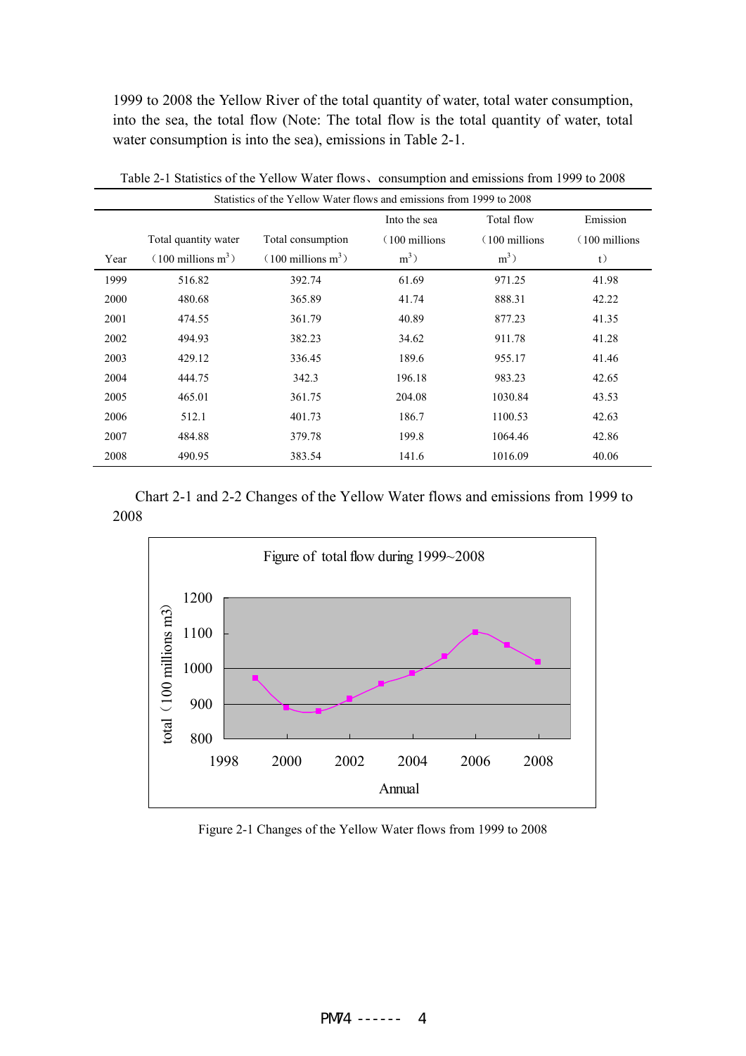1999 to 2008 the Yellow River of the total quantity of water, total water consumption, into the sea, the total flow (Note: The total flow is the total quantity of water, total water consumption is into the sea), emissions in Table 2-1.

Table 2-1 Statistics of the Yellow Water flows、consumption and emissions from 1999 to 2008

| Statistics of the Yellow Water flows and emissions from 1999 to 2008 | | | | | |
|---|---|---|---|---|---|
| Year | Total quantity water (100 millions $m^3$) | Total consumption (100 millions $m^3$) | Into the sea (100 millions $m^3$) | Total flow (100 millions $m^3$) | Emission (100 millions t) |
| 1999 | 516.82 | 392.74 | 61.69 | 971.25 | 41.98 |
| 2000 | 480.68 | 365.89 | 41.74 | 888.31 | 42.22 |
| 2001 | 474.55 | 361.79 | 40.89 | 877.23 | 41.35 |
| 2002 | 494.93 | 382.23 | 34.62 | 911.78 | 41.28 |
| 2003 | 429.12 | 336.45 | 189.6 | 955.17 | 41.46 |
| 2004 | 444.75 | 342.3 | 196.18 | 983.23 | 42.65 |
| 2005 | 465.01 | 361.75 | 204.08 | 1030.84 | 43.53 |
| 2006 | 512.1 | 401.73 | 186.7 | 1100.53 | 42.63 |
| 2007 | 484.88 | 379.78 | 199.8 | 1064.46 | 42.86 |
| 2008 | 490.95 | 383.54 | 141.6 | 1016.09 | 40.06 |

Chart 2-1 and 2-2 Changes of the Yellow Water flows and emissions from 1999 to 2008

Figure 2-1 Changes of the Yellow Water flows from 1999 to 2008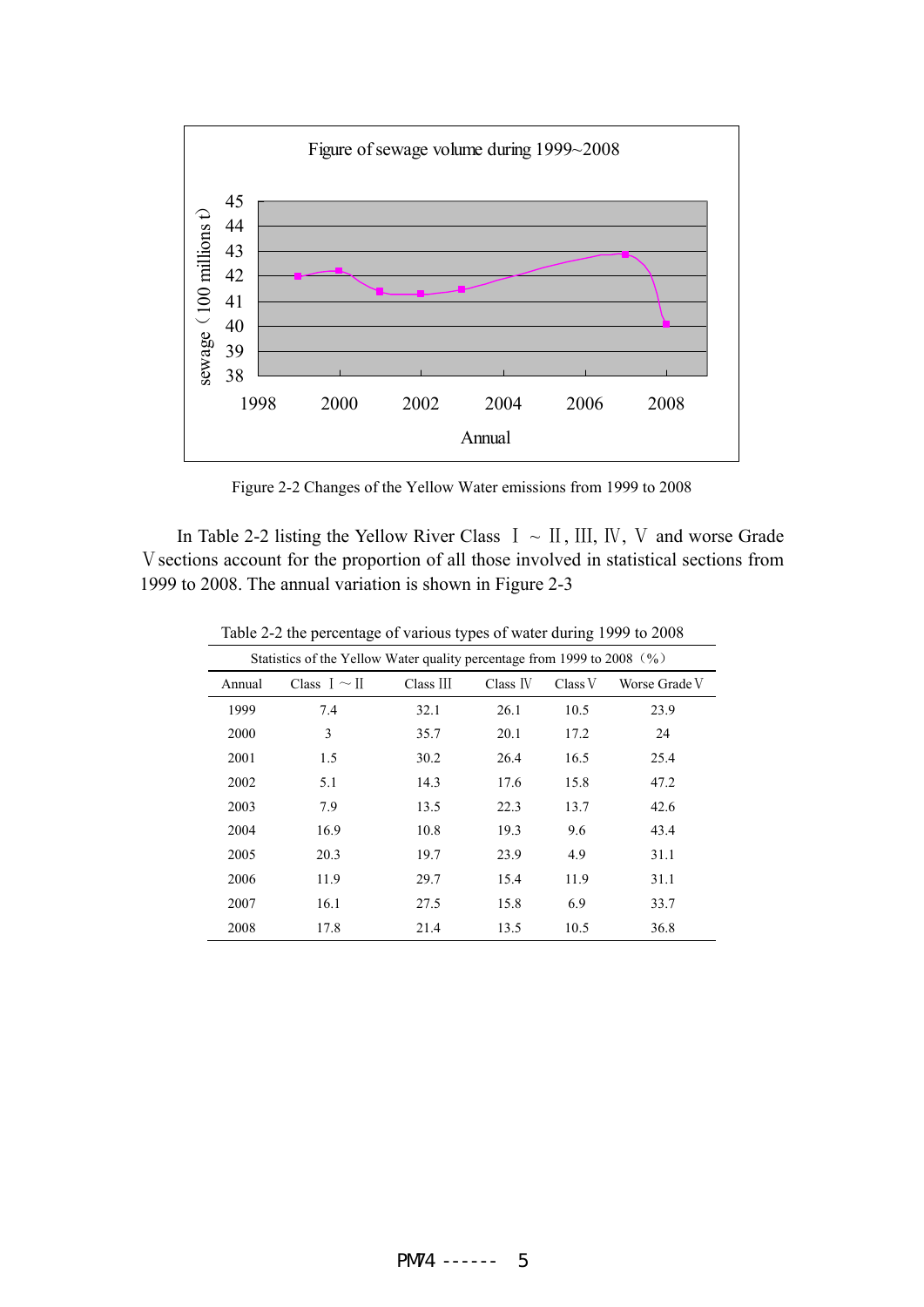Figure of sewage volume during 1999~2008

sewage（100 millions t）

Annual

Figure 2-2 Changes of the Yellow Water emissions from 1999 to 2008

In Table 2-2 listing the Yellow River Class Ⅰ ~ Ⅱ, Ⅲ, Ⅳ, Ⅴ and worse Grade Ⅴ sections account for the proportion of all those involved in statistical sections from 1999 to 2008. The annual variation is shown in Figure 2-3

Table 2-2 the percentage of various types of water during 1999 to 2008

| Statistics of the Yellow Water quality percentage from 1999 to 2008（%） | | | | | |
|---|---|---|---|---|---|
| Annual | Class Ⅰ~Ⅱ | Class Ⅲ | Class Ⅳ | Class Ⅴ | Worse Grade Ⅴ |
| 1999 | 7.4 | 32.1 | 26.1 | 10.5 | 23.9 |
| 2000 | 3 | 35.7 | 20.1 | 17.2 | 24 |
| 2001 | 1.5 | 30.2 | 26.4 | 16.5 | 25.4 |
| 2002 | 5.1 | 14.3 | 17.6 | 15.8 | 47.2 |
| 2003 | 7.9 | 13.5 | 22.3 | 13.7 | 42.6 |
| 2004 | 16.9 | 10.8 | 19.3 | 9.6 | 43.4 |
| 2005 | 20.3 | 19.7 | 23.9 | 4.9 | 31.1 |
| 2006 | 11.9 | 29.7 | 15.4 | 11.9 | 31.1 |
| 2007 | 16.1 | 27.5 | 15.8 | 6.9 | 33.7 |
| 2008 | 17.8 | 21.4 | 13.5 | 10.5 | 36.8 |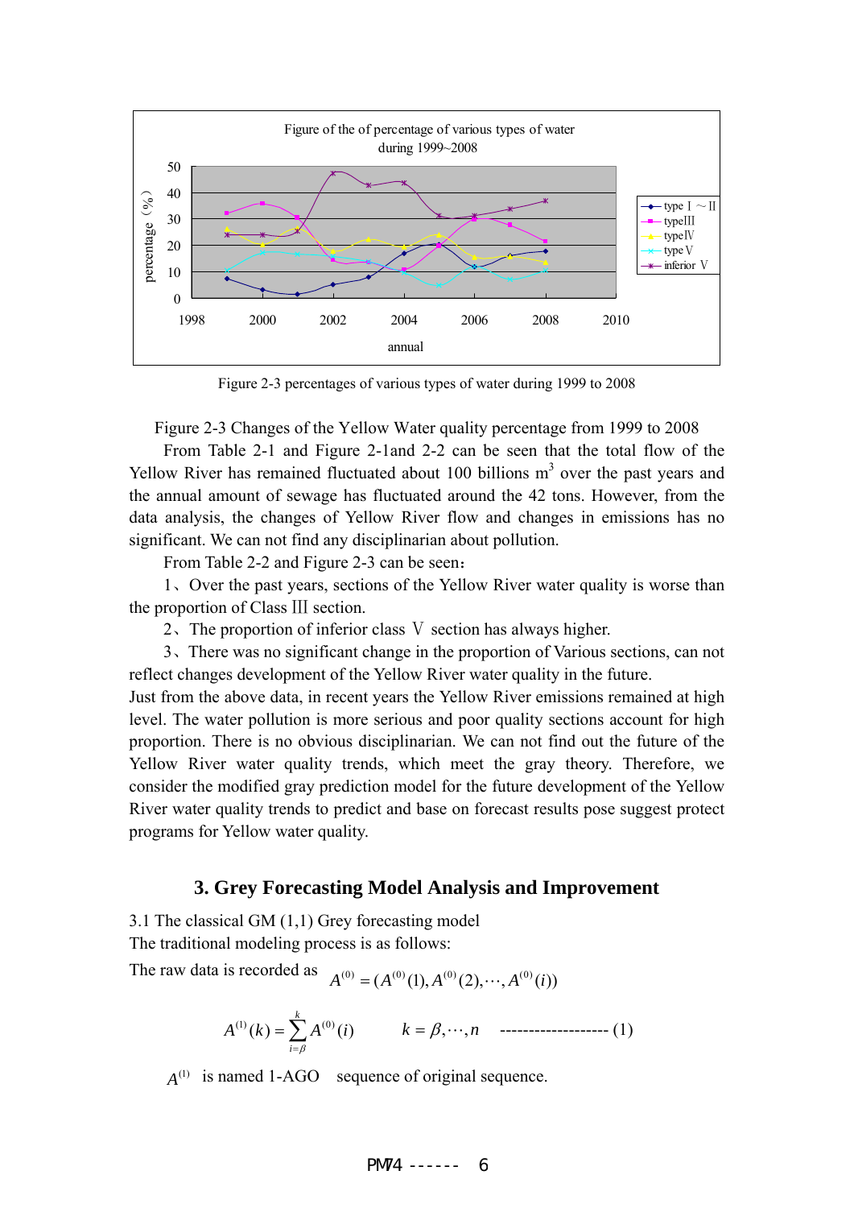Figure 2-3 percentages of various types of water during 1999 to 2008

Figure 2-3 Changes of the Yellow Water quality percentage from 1999 to 2008

From Table 2-1 and Figure 2-1and 2-2 can be seen that the total flow of the Yellow River has remained fluctuated about 100 billions $m^3$ over the past years and the annual amount of sewage has fluctuated around the 42 tons. However, from the data analysis, the changes of Yellow River flow and changes in emissions has no significant. We can not find any disciplinarian about pollution.

From Table 2-2 and Figure 2-3 can be seen：

1、Over the past years, sections of the Yellow River water quality is worse than the proportion of Class Ⅲ section.

2、The proportion of inferior class Ⅴ section has always higher.

3、There was no significant change in the proportion of Various sections, can not reflect changes development of the Yellow River water quality in the future.

Just from the above data, in recent years the Yellow River emissions remained at high level. The water pollution is more serious and poor quality sections account for high proportion. There is no obvious disciplinarian. We can not find out the future of the Yellow River water quality trends, which meet the gray theory. Therefore, we consider the modified gray prediction model for the future development of the Yellow River water quality trends to predict and base on forecast results pose suggest protect programs for Yellow water quality.

## 3. Grey Forecasting Model Analysis and Improvement

3.1 The classical GM (1,1) Grey forecasting model

The traditional modeling process is as follows:

The raw data is recorded as $A^{(0)} = (A^{(0)}(1), A^{(0)}(2), \cdots, A^{(0)}(i))$

$$A^{(1)}(k) = \sum_{i=\beta}^{k} A^{(0)}(i) \qquad k = \beta, \cdots, n \quad \text{------------------- (1)}$$

$A^{(1)}$ is named 1-AGO sequence of original sequence.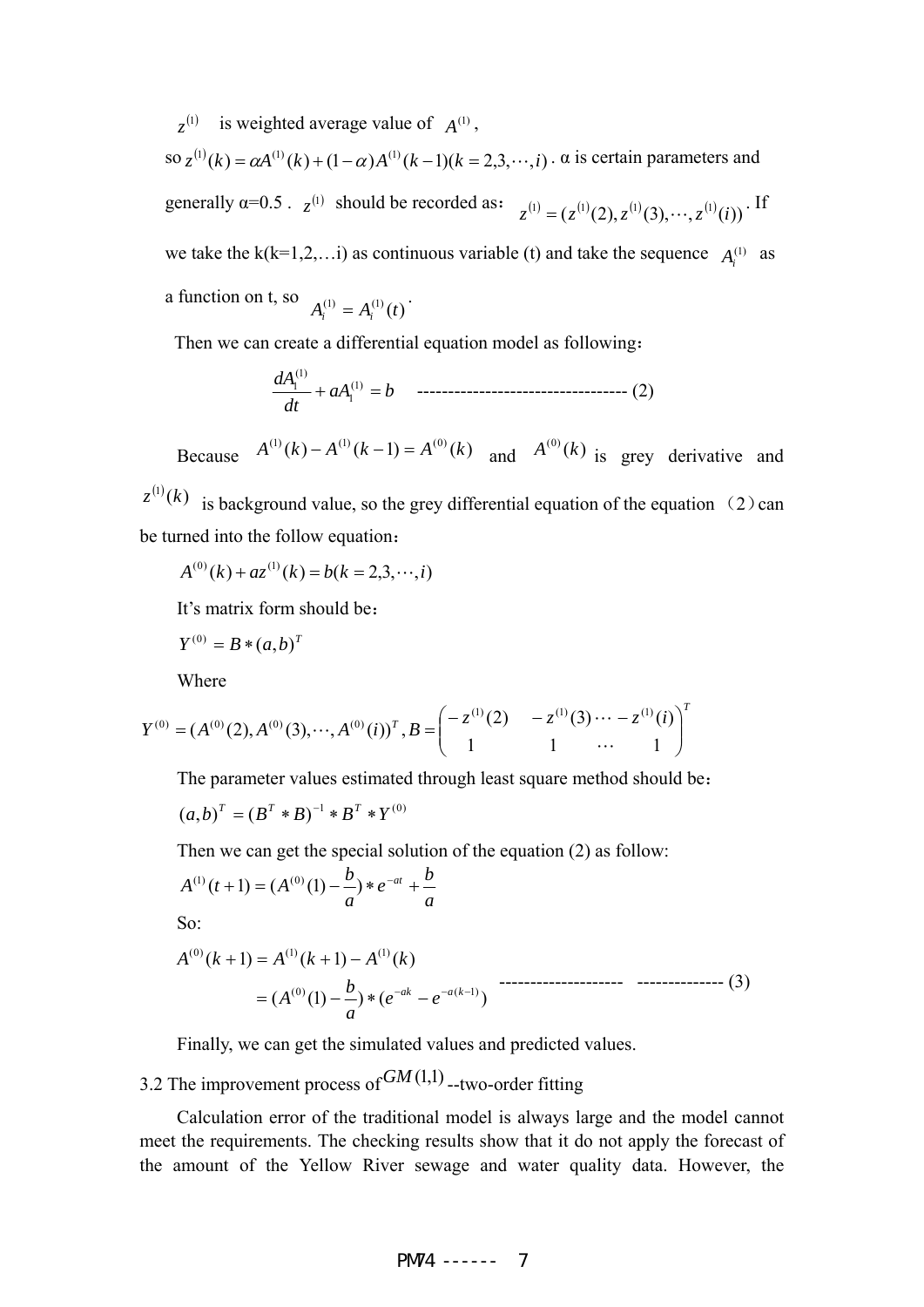$z^{(1)}$ is weighted average value of $A^{(1)}$,

so $z^{(1)}(k) = \alpha A^{(1)}(k) + (1-\alpha)A^{(1)}(k-1)(k = 2,3,\cdots,i)$ . α is certain parameters and generally α=0.5 . $z^{(1)}$ should be recorded as： $z^{(1)} = (z^{(1)}(2), z^{(1)}(3),\cdots,z^{(1)}(i))$ . If we take the k(k=1,2,…i) as continuous variable (t) and take the sequence $A_i^{(1)}$ as a function on t, so $A_i^{(1)} = A_i^{(1)}(t)$ .

Then we can create a differential equation model as following：

$$\frac{dA_1^{(1)}}{dt} + aA_1^{(1)} = b \quad \text{---------------------------------} \ (2)$$

Because $A^{(1)}(k) - A^{(1)}(k-1) = A^{(0)}(k)$ and $A^{(0)}(k)$ is grey derivative and $z^{(1)}(k)$ is background value, so the grey differential equation of the equation （2）can be turned into the follow equation：

$$A^{(0)}(k) + az^{(1)}(k) = b(k = 2,3,\cdots,i)$$

It's matrix form should be：

$$Y^{(0)} = B * (a,b)^T$$

Where

$$Y^{(0)} = (A^{(0)}(2), A^{(0)}(3),\cdots,A^{(0)}(i))^T, B = \begin{pmatrix} -z^{(1)}(2) & -z^{(1)}(3)\cdots & -z^{(1)}(i) \\ 1 & 1 \quad \cdots & 1 \end{pmatrix}^T$$

The parameter values estimated through least square method should be：

$$(a,b)^T = (B^T * B)^{-1} * B^T * Y^{(0)}$$

Then we can get the special solution of the equation (2) as follow:

$$A^{(1)}(t+1) = (A^{(0)}(1) - \frac{b}{a}) * e^{-at} + \frac{b}{a}$$

So:

$$\begin{aligned} A^{(0)}(k+1) &= A^{(1)}(k+1) - A^{(1)}(k) \\ &= (A^{(0)}(1) - \frac{b}{a}) * (e^{-ak} - e^{-a(k-1)}) \end{aligned} \quad \text{--------------------} \quad \text{-------------} \ (3)$$

Finally, we can get the simulated values and predicted values.

## 3.2 The improvement process of $GM(1,1)$ --two-order fitting

Calculation error of the traditional model is always large and the model cannot meet the requirements. The checking results show that it do not apply the forecast of the amount of the Yellow River sewage and water quality data. However, the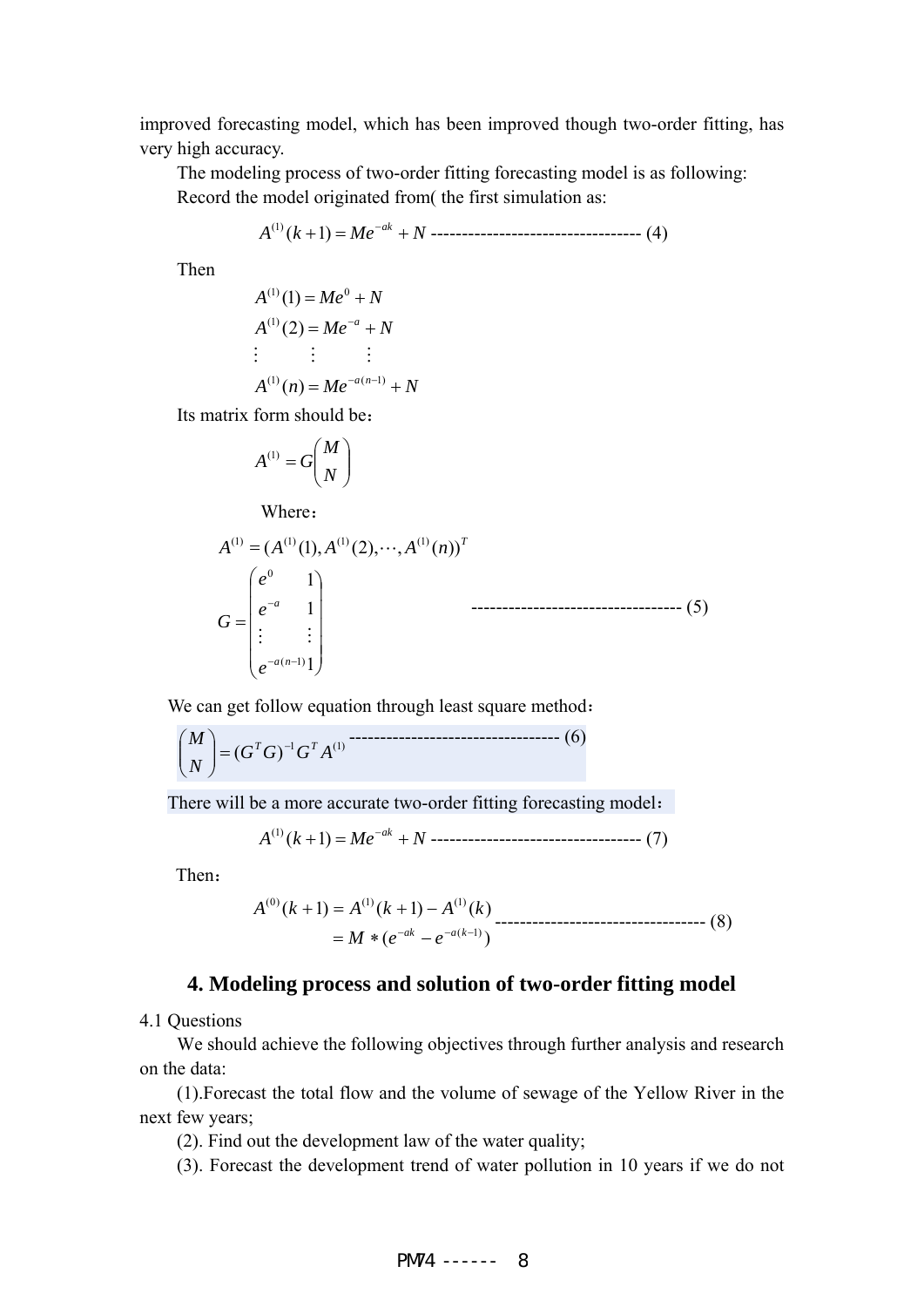improved forecasting model, which has been improved though two-order fitting, has very high accuracy.

The modeling process of two-order fitting forecasting model is as following:

Record the model originated from( the first simulation as:

$$A^{(1)}(k+1) = Me^{-ak} + N \text{ ---------------------------------- (4)}$$

Then

$$A^{(1)}(1) = Me^{0} + N$$
$$A^{(1)}(2) = Me^{-a} + N$$
$$\vdots \qquad \vdots \qquad \vdots$$
$$A^{(1)}(n) = Me^{-a(n-1)} + N$$

Its matrix form should be：

$$A^{(1)} = G\begin{pmatrix} M \\ N \end{pmatrix}$$

Where：

$$A^{(1)} = (A^{(1)}(1), A^{(1)}(2), \cdots, A^{(1)}(n))^{T}$$

$$G = \begin{pmatrix} e^{0} & 1 \\ e^{-a} & 1 \\ \vdots & \vdots \\ e^{-a(n-1)} & 1 \end{pmatrix} \text{ ---------------------------------- (5)}$$

We can get follow equation through least square method：

$$\begin{pmatrix} M \\ N \end{pmatrix} = (G^{T}G)^{-1}G^{T}A^{(1)} \text{ ---------------------------------- (6)}$$

There will be a more accurate two-order fitting forecasting model：

$$A^{(1)}(k+1) = Me^{-ak} + N \text{ ---------------------------------- (7)}$$

Then：

$$\begin{aligned} A^{(0)}(k+1) &= A^{(1)}(k+1) - A^{(1)}(k) \\ &= M*(e^{-ak} - e^{-a(k-1)}) \end{aligned} \text{ ---------------------------------- (8)}$$

## 4. Modeling process and solution of two-order fitting model

4.1 Questions

We should achieve the following objectives through further analysis and research on the data:

(1).Forecast the total flow and the volume of sewage of the Yellow River in the next few years;

(2). Find out the development law of the water quality;

(3). Forecast the development trend of water pollution in 10 years if we do not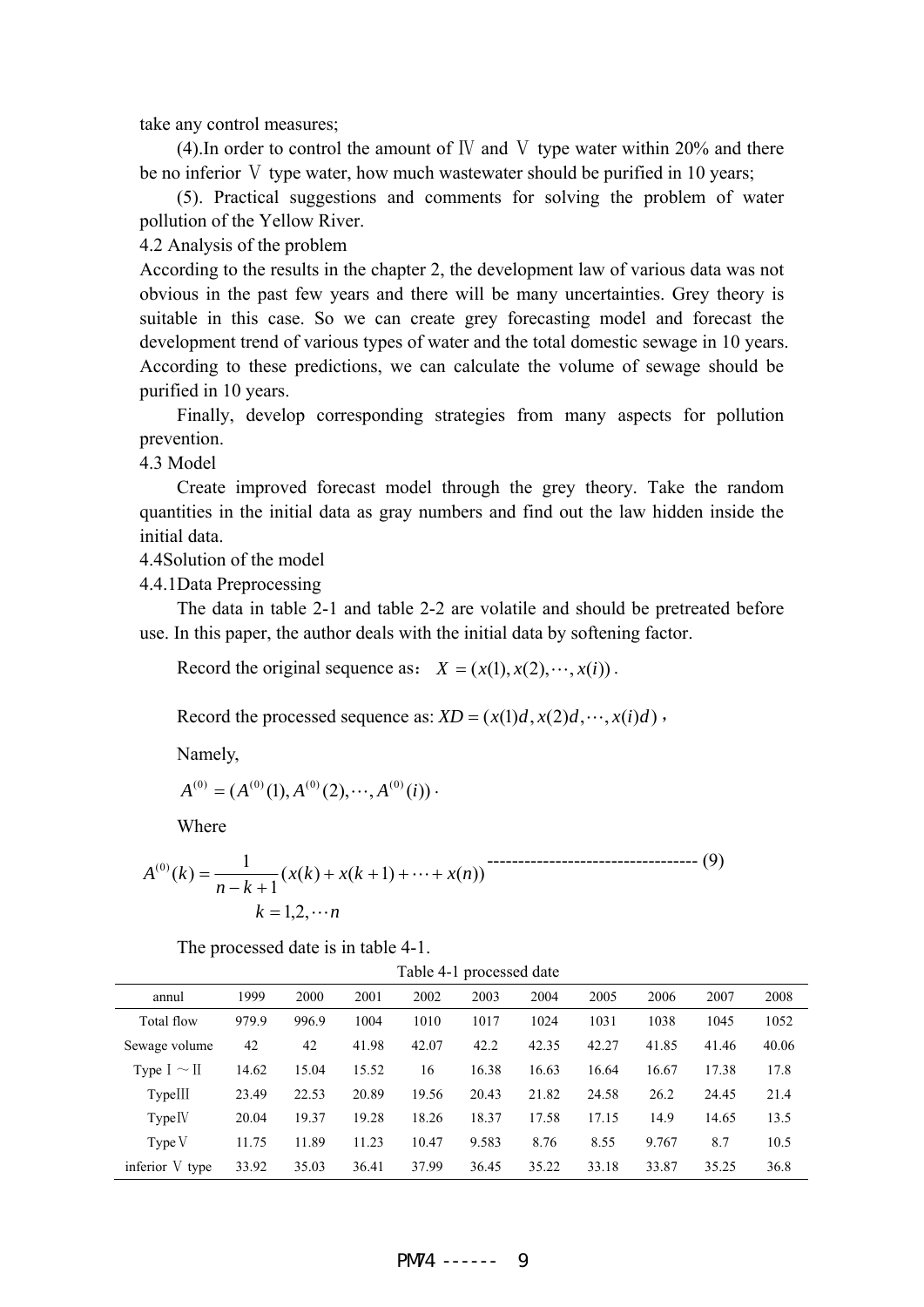take any control measures;

(4).In order to control the amount of Ⅳ and Ⅴ type water within 20% and there be no inferior Ⅴ type water, how much wastewater should be purified in 10 years;

(5). Practical suggestions and comments for solving the problem of water pollution of the Yellow River.

4.2 Analysis of the problem

According to the results in the chapter 2, the development law of various data was not obvious in the past few years and there will be many uncertainties. Grey theory is suitable in this case. So we can create grey forecasting model and forecast the development trend of various types of water and the total domestic sewage in 10 years. According to these predictions, we can calculate the volume of sewage should be purified in 10 years.

Finally, develop corresponding strategies from many aspects for pollution prevention.

4.3 Model

Create improved forecast model through the grey theory. Take the random quantities in the initial data as gray numbers and find out the law hidden inside the initial data.

4.4Solution of the model

4.4.1Data Preprocessing

The data in table 2-1 and table 2-2 are volatile and should be pretreated before use. In this paper, the author deals with the initial data by softening factor.

Record the original sequence as： $X = (x(1), x(2), \cdots, x(i))$.

Record the processed sequence as: $XD = (x(1)d, x(2)d, \cdots, x(i)d)$，

Namely,

$A^{(0)} = (A^{(0)}(1), A^{(0)}(2), \cdots, A^{(0)}(i))$ ·

Where

$$A^{(0)}(k) = \frac{1}{n-k+1}(x(k) + x(k+1) + \cdots + x(n)) \quad \text{---------------------------------- (9)}$$

$$k = 1,2,\cdots n$$

The processed date is in table 4-1.

Table 4-1 processed date

| annul | 1999 | 2000 | 2001 | 2002 | 2003 | 2004 | 2005 | 2006 | 2007 | 2008 |
|---|---|---|---|---|---|---|---|---|---|---|
| Total flow | 979.9 | 996.9 | 1004 | 1010 | 1017 | 1024 | 1031 | 1038 | 1045 | 1052 |
| Sewage volume | 42 | 42 | 41.98 | 42.07 | 42.2 | 42.35 | 42.27 | 41.85 | 41.46 | 40.06 |
| Type Ⅰ～Ⅱ | 14.62 | 15.04 | 15.52 | 16 | 16.38 | 16.63 | 16.64 | 16.67 | 17.38 | 17.8 |
| TypeⅢ | 23.49 | 22.53 | 20.89 | 19.56 | 20.43 | 21.82 | 24.58 | 26.2 | 24.45 | 21.4 |
| TypeⅣ | 20.04 | 19.37 | 19.28 | 18.26 | 18.37 | 17.58 | 17.15 | 14.9 | 14.65 | 13.5 |
| TypeⅤ | 11.75 | 11.89 | 11.23 | 10.47 | 9.583 | 8.76 | 8.55 | 9.767 | 8.7 | 10.5 |
| inferior Ⅴ type | 33.92 | 35.03 | 36.41 | 37.99 | 36.45 | 35.22 | 33.18 | 33.87 | 35.25 | 36.8 |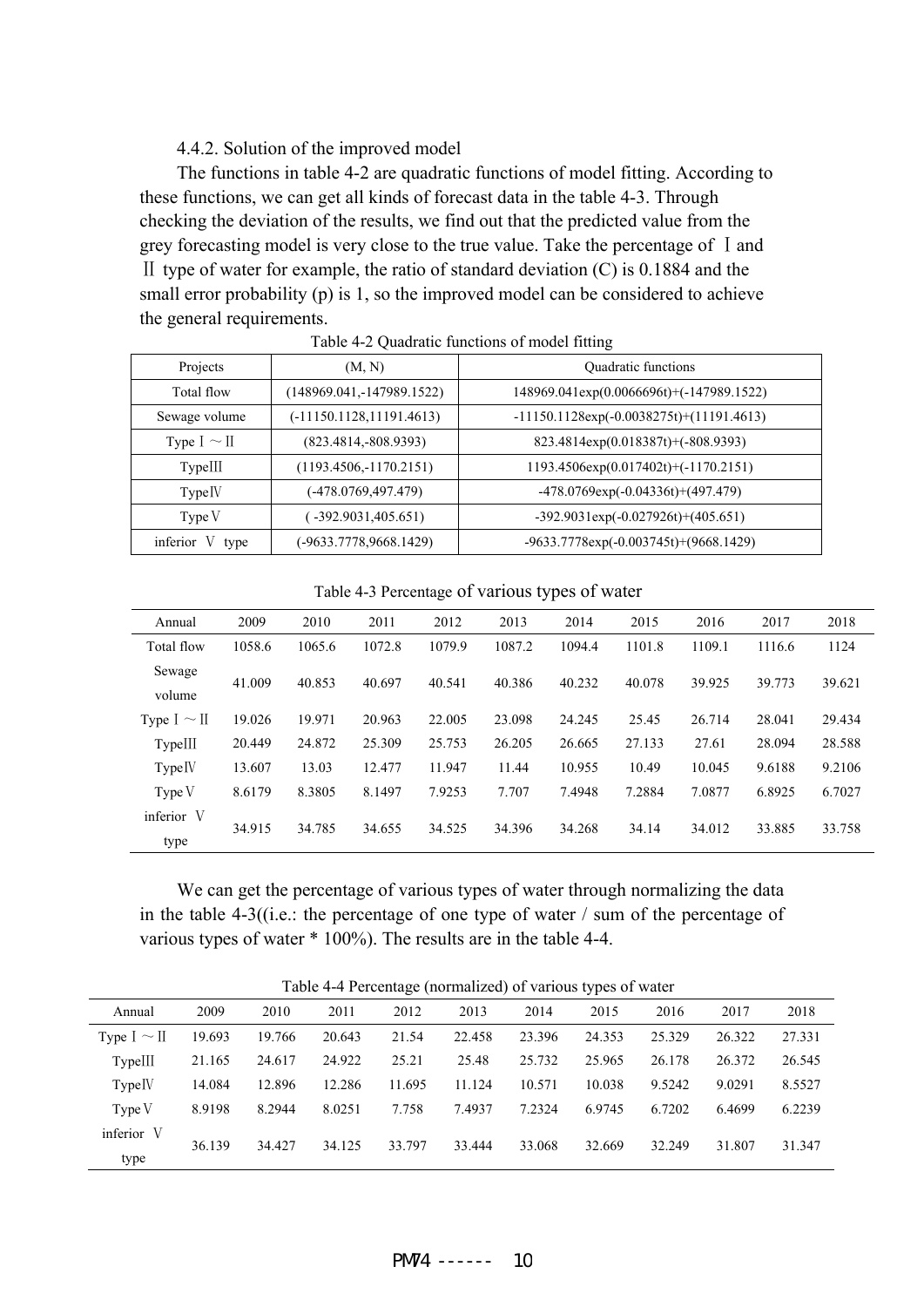4.4.2. Solution of the improved model

The functions in table 4-2 are quadratic functions of model fitting. According to these functions, we can get all kinds of forecast data in the table 4-3. Through checking the deviation of the results, we find out that the predicted value from the grey forecasting model is very close to the true value. Take the percentage of Ⅰ and Ⅱ type of water for example, the ratio of standard deviation (C) is 0.1884 and the small error probability (p) is 1, so the improved model can be considered to achieve the general requirements.

Table 4-2 Quadratic functions of model fitting

| Projects | (M, N) | Quadratic functions |
|---|---|---|
| Total flow | (148969.041,-147989.1522) | 148969.041exp(0.0066696t)+(-147989.1522) |
| Sewage volume | (-11150.1128,11191.4613) | -11150.1128exp(-0.0038275t)+(11191.4613) |
| Type Ⅰ～Ⅱ | (823.4814,-808.9393) | 823.4814exp(0.018387t)+(-808.9393) |
| TypeⅢ | (1193.4506,-1170.2151) | 1193.4506exp(0.017402t)+(-1170.2151) |
| TypeⅣ | (-478.0769,497.479) | -478.0769exp(-0.04336t)+(497.479) |
| TypeⅤ | ( -392.9031,405.651) | -392.9031exp(-0.027926t)+(405.651) |
| inferior Ⅴ type | (-9633.7778,9668.1429) | -9633.7778exp(-0.003745t)+(9668.1429) |

Table 4-3 Percentage of various types of water

| Annual | 2009 | 2010 | 2011 | 2012 | 2013 | 2014 | 2015 | 2016 | 2017 | 2018 |
|---|---|---|---|---|---|---|---|---|---|---|
| Total flow | 1058.6 | 1065.6 | 1072.8 | 1079.9 | 1087.2 | 1094.4 | 1101.8 | 1109.1 | 1116.6 | 1124 |
| Sewage volume | 41.009 | 40.853 | 40.697 | 40.541 | 40.386 | 40.232 | 40.078 | 39.925 | 39.773 | 39.621 |
| Type Ⅰ～Ⅱ | 19.026 | 19.971 | 20.963 | 22.005 | 23.098 | 24.245 | 25.45 | 26.714 | 28.041 | 29.434 |
| TypeⅢ | 20.449 | 24.872 | 25.309 | 25.753 | 26.205 | 26.665 | 27.133 | 27.61 | 28.094 | 28.588 |
| TypeⅣ | 13.607 | 13.03 | 12.477 | 11.947 | 11.44 | 10.955 | 10.49 | 10.045 | 9.6188 | 9.2106 |
| TypeⅤ | 8.6179 | 8.3805 | 8.1497 | 7.9253 | 7.707 | 7.4948 | 7.2884 | 7.0877 | 6.8925 | 6.7027 |
| inferior Ⅴ type | 34.915 | 34.785 | 34.655 | 34.525 | 34.396 | 34.268 | 34.14 | 34.012 | 33.885 | 33.758 |

We can get the percentage of various types of water through normalizing the data in the table 4-3((i.e.: the percentage of one type of water / sum of the percentage of various types of water * 100%). The results are in the table 4-4.

Table 4-4 Percentage (normalized) of various types of water

| Annual | 2009 | 2010 | 2011 | 2012 | 2013 | 2014 | 2015 | 2016 | 2017 | 2018 |
|---|---|---|---|---|---|---|---|---|---|---|
| Type Ⅰ～Ⅱ | 19.693 | 19.766 | 20.643 | 21.54 | 22.458 | 23.396 | 24.353 | 25.329 | 26.322 | 27.331 |
| TypeⅢ | 21.165 | 24.617 | 24.922 | 25.21 | 25.48 | 25.732 | 25.965 | 26.178 | 26.372 | 26.545 |
| TypeⅣ | 14.084 | 12.896 | 12.286 | 11.695 | 11.124 | 10.571 | 10.038 | 9.5242 | 9.0291 | 8.5527 |
| TypeⅤ | 8.9198 | 8.2944 | 8.0251 | 7.758 | 7.4937 | 7.2324 | 6.9745 | 6.7202 | 6.4699 | 6.2239 |
| inferior Ⅴ type | 36.139 | 34.427 | 34.125 | 33.797 | 33.444 | 33.068 | 32.669 | 32.249 | 31.807 | 31.347 |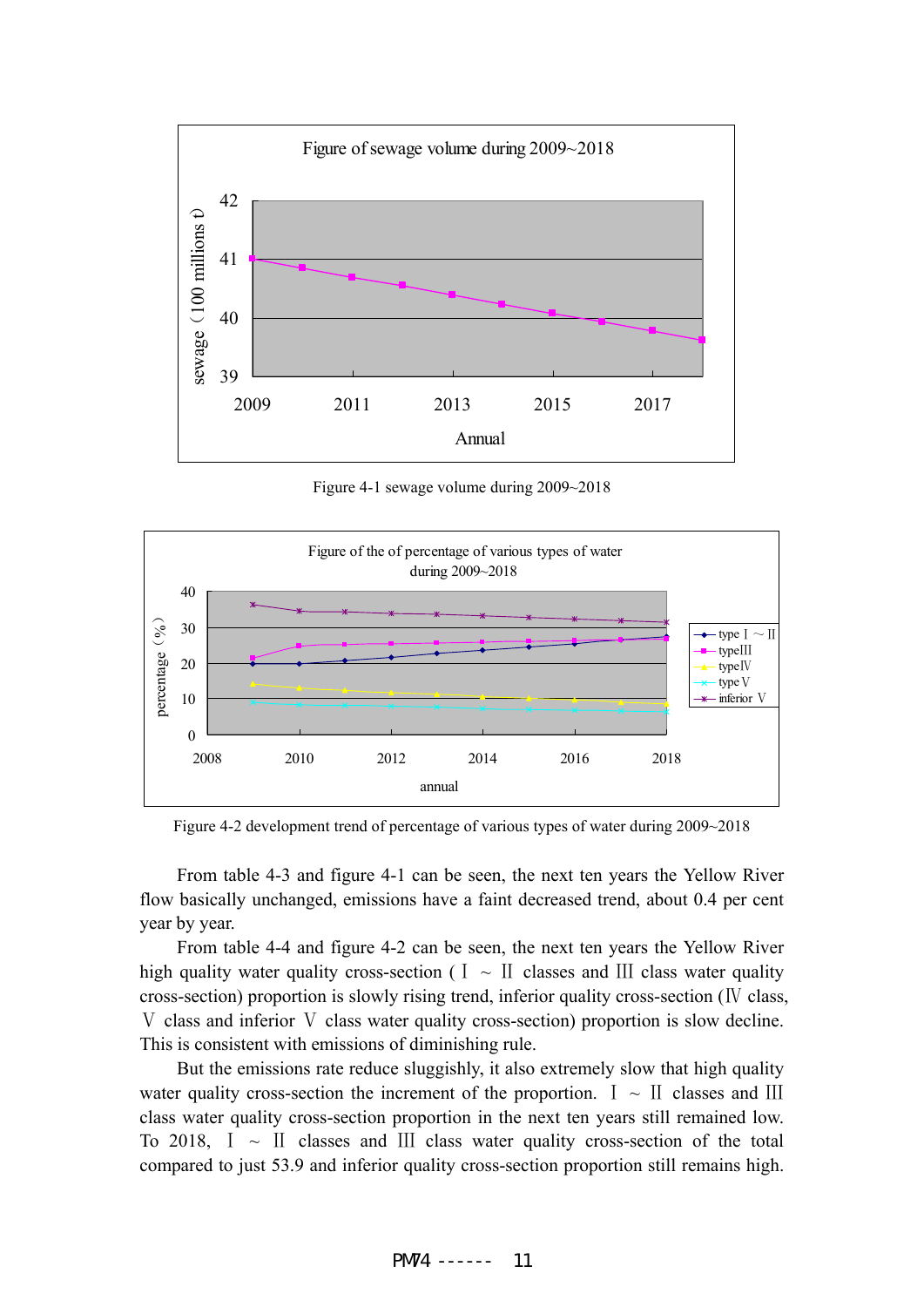Figure 4-1 sewage volume during 2009~2018

Figure 4-2 development trend of percentage of various types of water during 2009~2018

From table 4-3 and figure 4-1 can be seen, the next ten years the Yellow River flow basically unchanged, emissions have a faint decreased trend, about 0.4 per cent year by year.

From table 4-4 and figure 4-2 can be seen, the next ten years the Yellow River high quality water quality cross-section ( Ⅰ ~ Ⅱ classes and Ⅲ class water quality cross-section) proportion is slowly rising trend, inferior quality cross-section (Ⅳ class, Ⅴ class and inferior Ⅴ class water quality cross-section) proportion is slow decline. This is consistent with emissions of diminishing rule.

But the emissions rate reduce sluggishly, it also extremely slow that high quality water quality cross-section the increment of the proportion. Ⅰ ~ Ⅱ classes and Ⅲ class water quality cross-section proportion in the next ten years still remained low. To 2018, Ⅰ ~ Ⅱ classes and Ⅲ class water quality cross-section of the total compared to just 53.9 and inferior quality cross-section proportion still remains high.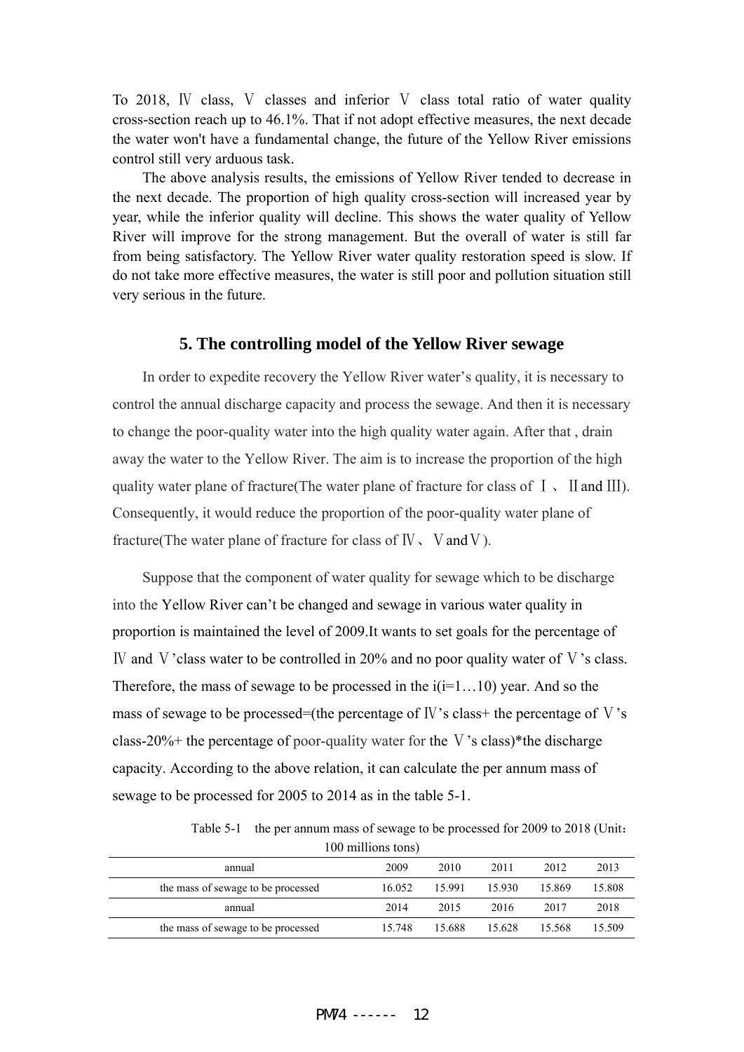To 2018, Ⅳ class, Ⅴ classes and inferior Ⅴ class total ratio of water quality cross-section reach up to 46.1%. That if not adopt effective measures, the next decade the water won't have a fundamental change, the future of the Yellow River emissions control still very arduous task.

The above analysis results, the emissions of Yellow River tended to decrease in the next decade. The proportion of high quality cross-section will increased year by year, while the inferior quality will decline. This shows the water quality of Yellow River will improve for the strong management. But the overall of water is still far from being satisfactory. The Yellow River water quality restoration speed is slow. If do not take more effective measures, the water is still poor and pollution situation still very serious in the future.

## 5. The controlling model of the Yellow River sewage

In order to expedite recovery the Yellow River water's quality, it is necessary to control the annual discharge capacity and process the sewage. And then it is necessary to change the poor-quality water into the high quality water again. After that , drain away the water to the Yellow River. The aim is to increase the proportion of the high quality water plane of fracture(The water plane of fracture for class of Ⅰ、Ⅱand Ⅲ). Consequently, it would reduce the proportion of the poor-quality water plane of fracture(The water plane of fracture for class of Ⅳ、Ⅴand Ⅴ).

Suppose that the component of water quality for sewage which to be discharge into the Yellow River can't be changed and sewage in various water quality in proportion is maintained the level of 2009.It wants to set goals for the percentage of Ⅳ and Ⅴ'class water to be controlled in 20% and no poor quality water of Ⅴ's class. Therefore, the mass of sewage to be processed in the i(i=1…10) year. And so the mass of sewage to be processed=(the percentage of Ⅳ's class+ the percentage of Ⅴ's class-20%+ the percentage of poor-quality water for the Ⅴ's class)*the discharge capacity. According to the above relation, it can calculate the per annum mass of sewage to be processed for 2005 to 2014 as in the table 5-1.

Table 5-1 the per annum mass of sewage to be processed for 2009 to 2018 (Unit：100 millions tons)

| annual | 2009 | 2010 | 2011 | 2012 | 2013 |
|---|---|---|---|---|---|
| the mass of sewage to be processed | 16.052 | 15.991 | 15.930 | 15.869 | 15.808 |
| annual | 2014 | 2015 | 2016 | 2017 | 2018 |
| the mass of sewage to be processed | 15.748 | 15.688 | 15.628 | 15.568 | 15.509 |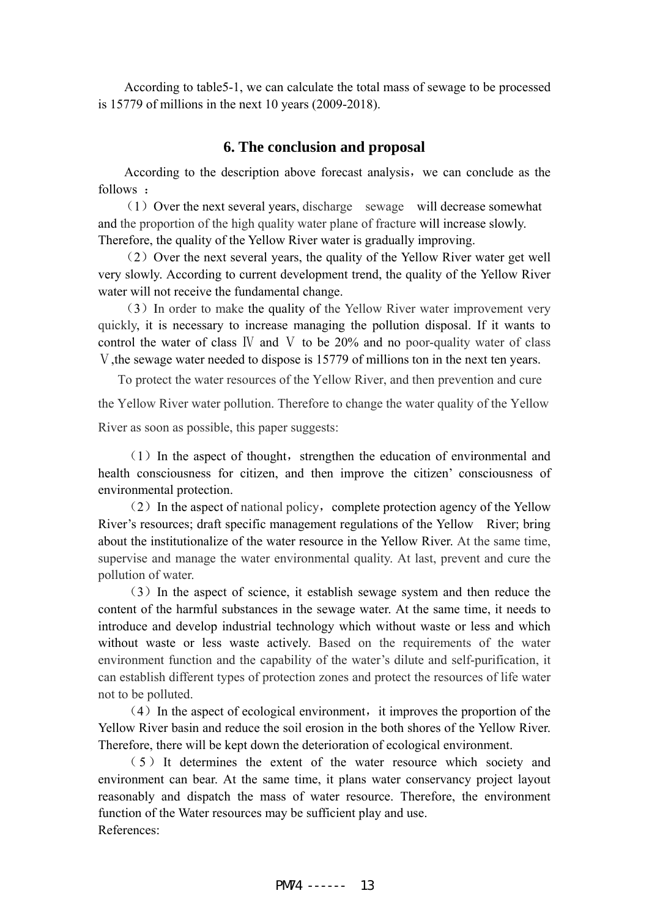According to table5-1, we can calculate the total mass of sewage to be processed is 15779 of millions in the next 10 years (2009-2018).

## 6. The conclusion and proposal

According to the description above forecast analysis，we can conclude as the follows ：

（1）Over the next several years, discharge sewage will decrease somewhat and the proportion of the high quality water plane of fracture will increase slowly. Therefore, the quality of the Yellow River water is gradually improving.

（2）Over the next several years, the quality of the Yellow River water get well very slowly. According to current development trend, the quality of the Yellow River water will not receive the fundamental change.

（3）In order to make the quality of the Yellow River water improvement very quickly, it is necessary to increase managing the pollution disposal. If it wants to control the water of class Ⅳ and Ⅴ to be 20% and no poor-quality water of class Ⅴ,the sewage water needed to dispose is 15779 of millions ton in the next ten years.

To protect the water resources of the Yellow River, and then prevention and cure the Yellow River water pollution. Therefore to change the water quality of the Yellow River as soon as possible, this paper suggests:

（1）In the aspect of thought，strengthen the education of environmental and health consciousness for citizen, and then improve the citizen' consciousness of environmental protection.

（2）In the aspect of national policy，complete protection agency of the Yellow River's resources; draft specific management regulations of the Yellow River; bring about the institutionalize of the water resource in the Yellow River. At the same time, supervise and manage the water environmental quality. At last, prevent and cure the pollution of water.

（3）In the aspect of science, it establish sewage system and then reduce the content of the harmful substances in the sewage water. At the same time, it needs to introduce and develop industrial technology which without waste or less and which without waste or less waste actively. Based on the requirements of the water environment function and the capability of the water's dilute and self-purification, it can establish different types of protection zones and protect the resources of life water not to be polluted.

（4）In the aspect of ecological environment，it improves the proportion of the Yellow River basin and reduce the soil erosion in the both shores of the Yellow River. Therefore, there will be kept down the deterioration of ecological environment.

（5）It determines the extent of the water resource which society and environment can bear. At the same time, it plans water conservancy project layout reasonably and dispatch the mass of water resource. Therefore, the environment function of the Water resources may be sufficient play and use.

References: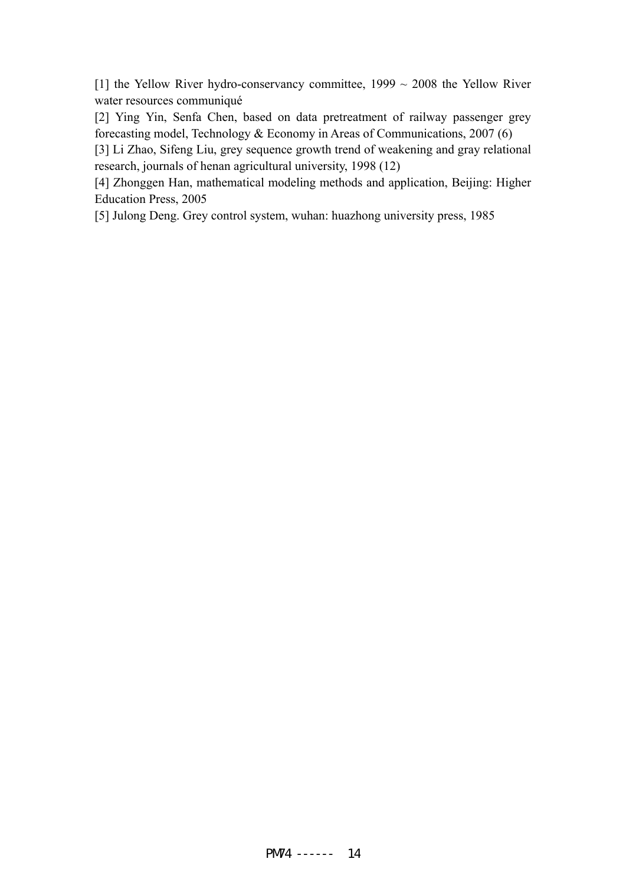[1] the Yellow River hydro-conservancy committee, 1999 ~ 2008 the Yellow River water resources communiqué

[2] Ying Yin, Senfa Chen, based on data pretreatment of railway passenger grey forecasting model, Technology & Economy in Areas of Communications, 2007 (6)

[3] Li Zhao, Sifeng Liu, grey sequence growth trend of weakening and gray relational research, journals of henan agricultural university, 1998 (12)

[4] Zhonggen Han, mathematical modeling methods and application, Beijing: Higher Education Press, 2005

[5] Julong Deng. Grey control system, wuhan: huazhong university press, 1985